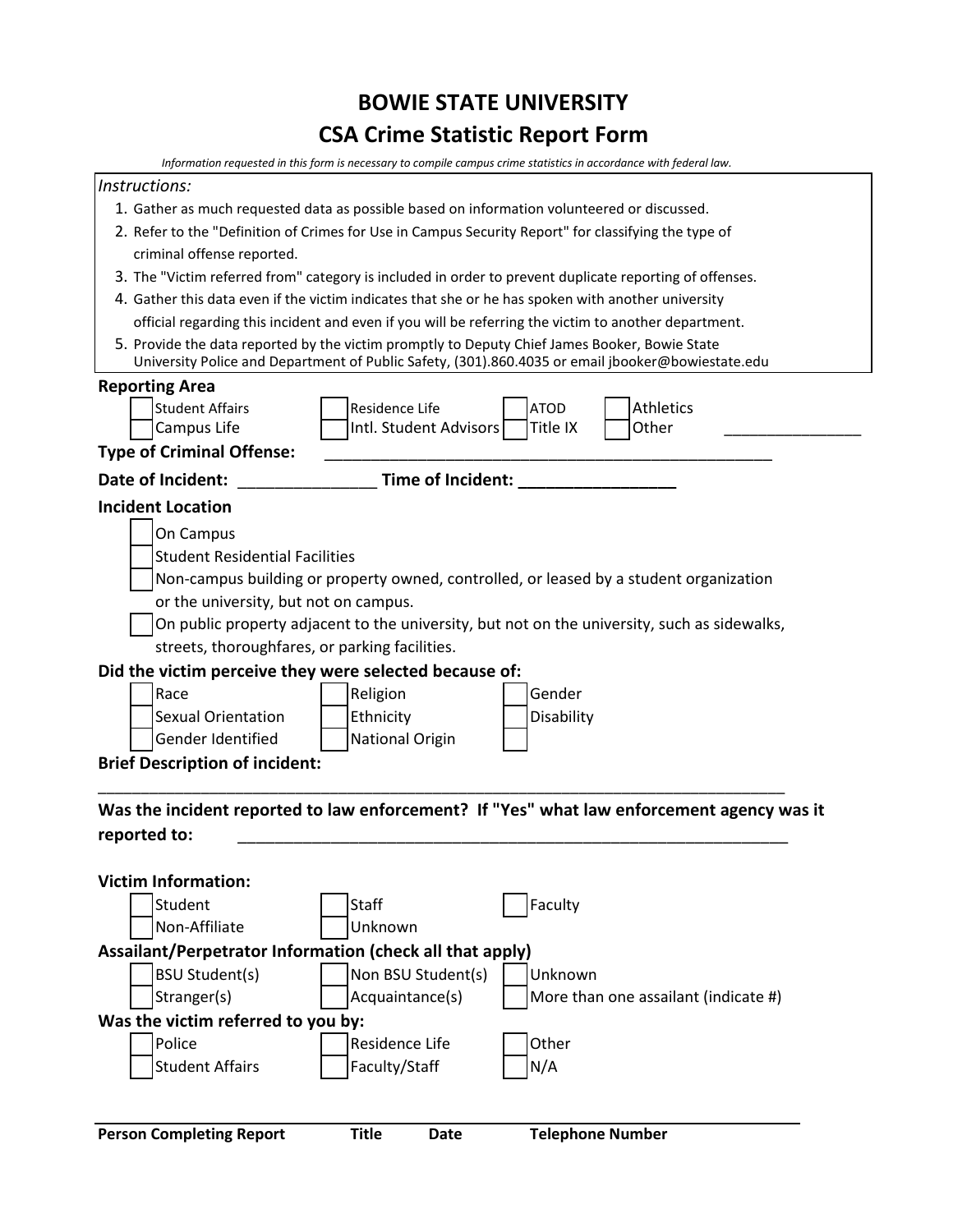# BOWIE STATE UNIVERSITY

## CSA Crime Statistic Report Form

*Information requested in this form is necessary to compile campus crime statistics in accordance with federal law.*

*Instructions:*

1. Gather as much requested data as possible based on information volunteered or discussed.
2. Refer to the "Definition of Crimes for Use in Campus Security Report" for classifying the type of criminal offense reported.
3. The "Victim referred from" category is included in order to prevent duplicate reporting of offenses.
4. Gather this data even if the victim indicates that she or he has spoken with another university official regarding this incident and even if you will be referring the victim to another department.
5. Provide the data reported by the victim promptly to Deputy Chief James Booker, Bowie State University Police and Department of Public Safety, (301).860.4035 or email jbooker@bowiestate.edu

**Reporting Area**

- [ ] Student Affairs
- [ ] Campus Life
- [ ] Residence Life
- [ ] Intl. Student Advisors
- [ ] ATOD
- [ ] Title IX
- [ ] Athletics
- [ ] Other ________________

**Type of Criminal Offense:** ________________________________________________________

**Date of Incident:** _______________ **Time of Incident:** _________________

**Incident Location**

- [ ] On Campus
- [ ] Student Residential Facilities
- [ ] Non-campus building or property owned, controlled, or leased by a student organization or the university, but not on campus.
- [ ] On public property adjacent to the university, but not on the university, such as sidewalks, streets, thoroughfares, or parking facilities.

**Did the victim perceive they were selected because of:**

- [ ] Race
- [ ] Sexual Orientation
- [ ] Gender Identified
- [ ] Religion
- [ ] Ethnicity
- [ ] National Origin
- [ ] Gender
- [ ] Disability
- [ ] 

**Brief Description of incident:**

________________________________________________________________________________

**Was the incident reported to law enforcement? If "Yes" what law enforcement agency was it reported to:** ________________________________________________________________

**Victim Information:**

- [ ] Student
- [ ] Non-Affiliate
- [ ] Staff
- [ ] Unknown
- [ ] Faculty

**Assailant/Perpetrator Information (check all that apply)**

- [ ] BSU Student(s)
- [ ] Stranger(s)
- [ ] Non BSU Student(s)
- [ ] Acquaintance(s)
- [ ] Unknown
- [ ] More than one assailant (indicate #)

**Was the victim referred to you by:**

- [ ] Police
- [ ] Student Affairs
- [ ] Residence Life
- [ ] Faculty/Staff
- [ ] Other
- [ ] N/A

________________________________________________________________________________

**Person Completing Report** **Title** **Date** **Telephone Number**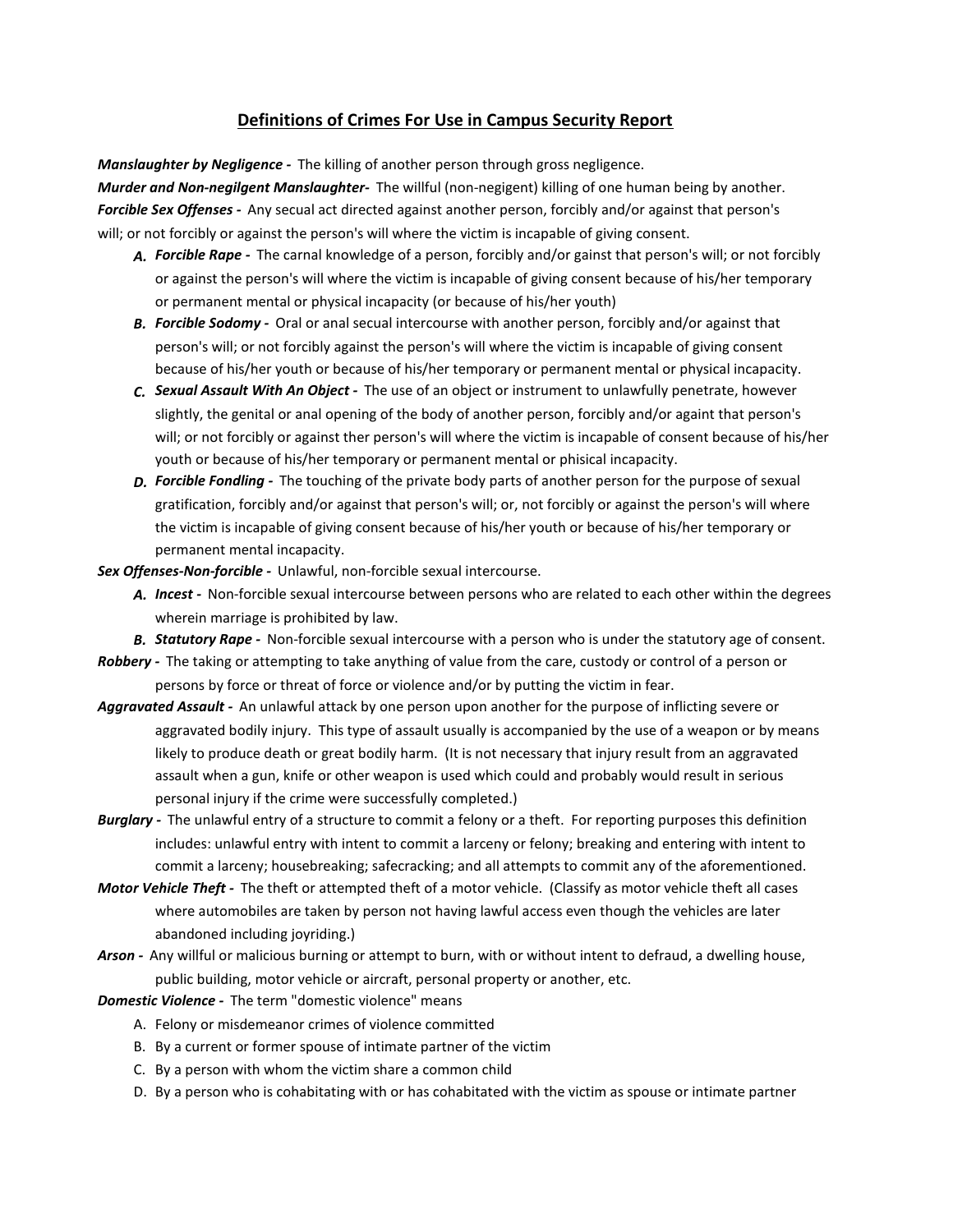## Definitions of Crimes For Use in Campus Security Report

***Manslaughter by Negligence -*** The killing of another person through gross negligence.

***Murder and Non-negilgent Manslaughter-*** The willful (non-negigent) killing of one human being by another.

***Forcible Sex Offenses -*** Any secual act directed against another person, forcibly and/or against that person's will; or not forcibly or against the person's will where the victim is incapable of giving consent.

- ***A. Forcible Rape -*** The carnal knowledge of a person, forcibly and/or gainst that person's will; or not forcibly or against the person's will where the victim is incapable of giving consent because of his/her temporary or permanent mental or physical incapacity (or because of his/her youth)
- ***B. Forcible Sodomy -*** Oral or anal secual intercourse with another person, forcibly and/or against that person's will; or not forcibly against the person's will where the victim is incapable of giving consent because of his/her youth or because of his/her temporary or permanent mental or physical incapacity.
- ***C. Sexual Assault With An Object -*** The use of an object or instrument to unlawfully penetrate, however slightly, the genital or anal opening of the body of another person, forcibly and/or againt that person's will; or not forcibly or against ther person's will where the victim is incapable of consent because of his/her youth or because of his/her temporary or permanent mental or phisical incapacity.
- ***D. Forcible Fondling -*** The touching of the private body parts of another person for the purpose of sexual gratification, forcibly and/or against that person's will; or, not forcibly or against the person's will where the victim is incapable of giving consent because of his/her youth or because of his/her temporary or permanent mental incapacity.

***Sex Offenses-Non-forcible -*** Unlawful, non-forcible sexual intercourse.

- ***A. Incest -*** Non-forcible sexual intercourse between persons who are related to each other within the degrees wherein marriage is prohibited by law.
- ***B. Statutory Rape -*** Non-forcible sexual intercourse with a person who is under the statutory age of consent.

***Robbery -*** The taking or attempting to take anything of value from the care, custody or control of a person or persons by force or threat of force or violence and/or by putting the victim in fear.

***Aggravated Assault -*** An unlawful attack by one person upon another for the purpose of inflicting severe or aggravated bodily injury. This type of assault usually is accompanied by the use of a weapon or by means likely to produce death or great bodily harm. (It is not necessary that injury result from an aggravated assault when a gun, knife or other weapon is used which could and probably would result in serious personal injury if the crime were successfully completed.)

***Burglary -*** The unlawful entry of a structure to commit a felony or a theft. For reporting purposes this definition includes: unlawful entry with intent to commit a larceny or felony; breaking and entering with intent to commit a larceny; housebreaking; safecracking; and all attempts to commit any of the aforementioned.

***Motor Vehicle Theft -*** The theft or attempted theft of a motor vehicle. (Classify as motor vehicle theft all cases where automobiles are taken by person not having lawful access even though the vehicles are later abandoned including joyriding.)

***Arson -*** Any willful or malicious burning or attempt to burn, with or without intent to defraud, a dwelling house, public building, motor vehicle or aircraft, personal property or another, etc.

***Domestic Violence -*** The term "domestic violence" means

- A. Felony or misdemeanor crimes of violence committed
- B. By a current or former spouse of intimate partner of the victim
- C. By a person with whom the victim share a common child
- D. By a person who is cohabitating with or has cohabitated with the victim as spouse or intimate partner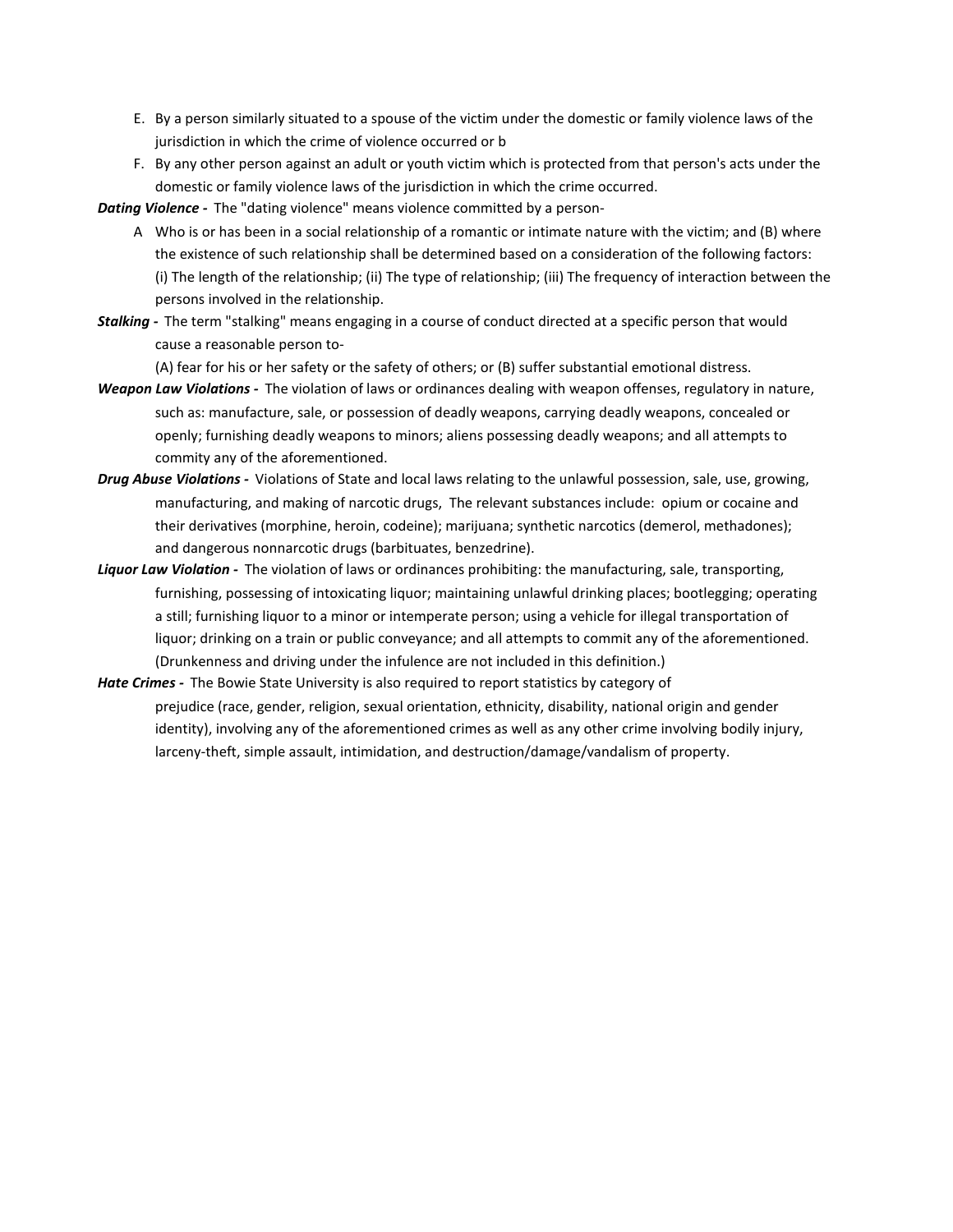E. By a person similarly situated to a spouse of the victim under the domestic or family violence laws of the jurisdiction in which the crime of violence occurred or b

F. By any other person against an adult or youth victim which is protected from that person's acts under the domestic or family violence laws of the jurisdiction in which the crime occurred.

***Dating Violence -*** The "dating violence" means violence committed by a person-

A Who is or has been in a social relationship of a romantic or intimate nature with the victim; and (B) where the existence of such relationship shall be determined based on a consideration of the following factors: (i) The length of the relationship; (ii) The type of relationship; (iii) The frequency of interaction between the persons involved in the relationship.

***Stalking -*** The term "stalking" means engaging in a course of conduct directed at a specific person that would cause a reasonable person to-

(A) fear for his or her safety or the safety of others; or (B) suffer substantial emotional distress.

***Weapon Law Violations -*** The violation of laws or ordinances dealing with weapon offenses, regulatory in nature, such as: manufacture, sale, or possession of deadly weapons, carrying deadly weapons, concealed or openly; furnishing deadly weapons to minors; aliens possessing deadly weapons; and all attempts to commity any of the aforementioned.

***Drug Abuse Violations -*** Violations of State and local laws relating to the unlawful possession, sale, use, growing, manufacturing, and making of narcotic drugs, The relevant substances include: opium or cocaine and their derivatives (morphine, heroin, codeine); marijuana; synthetic narcotics (demerol, methadones); and dangerous nonnarcotic drugs (barbituates, benzedrine).

***Liquor Law Violation -*** The violation of laws or ordinances prohibiting: the manufacturing, sale, transporting, furnishing, possessing of intoxicating liquor; maintaining unlawful drinking places; bootlegging; operating a still; furnishing liquor to a minor or intemperate person; using a vehicle for illegal transportation of liquor; drinking on a train or public conveyance; and all attempts to commit any of the aforementioned. (Drunkenness and driving under the infulence are not included in this definition.)

***Hate Crimes -*** The Bowie State University is also required to report statistics by category of prejudice (race, gender, religion, sexual orientation, ethnicity, disability, national origin and gender identity), involving any of the aforementioned crimes as well as any other crime involving bodily injury, larceny-theft, simple assault, intimidation, and destruction/damage/vandalism of property.